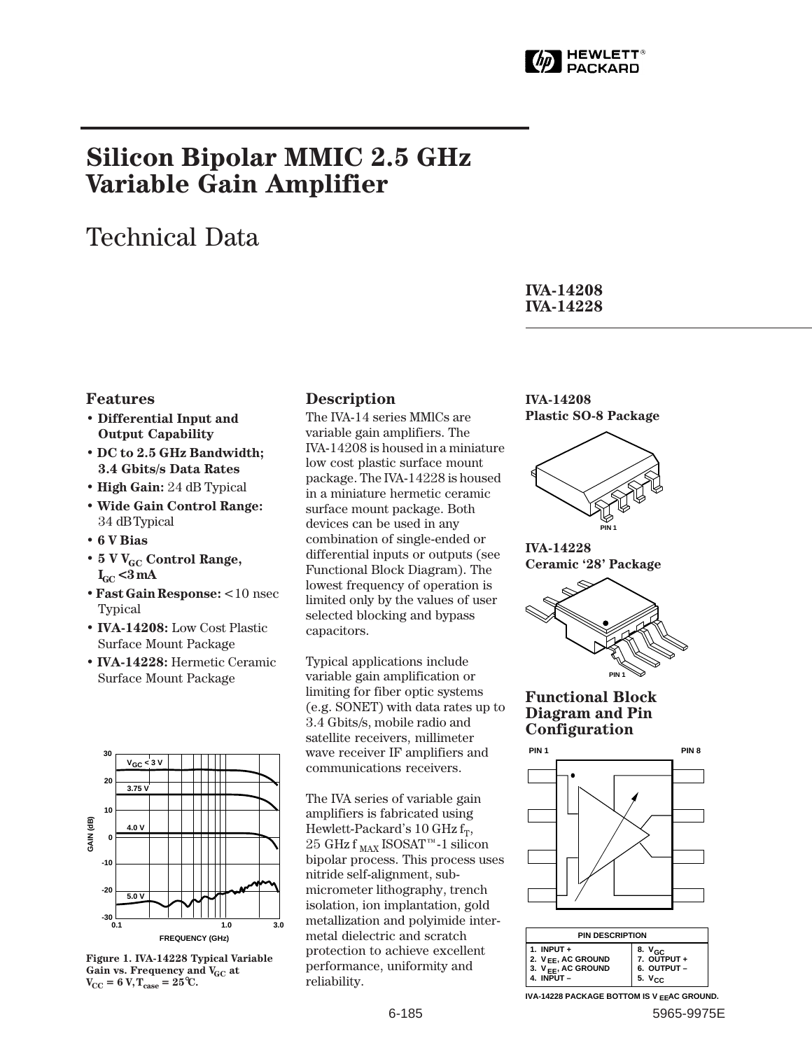# Silicon Bipolar MMIC 2.5 GHz Variable Gain Amplifier

## Technical Data

**IVA-14208**
**IVA-14228**

### Features

- **Differential Input and Output Capability**
- **DC to 2.5 GHz Bandwidth; 3.4 Gbits/s Data Rates**
- **High Gain:** 24 dB Typical
- **Wide Gain Control Range:** 34 dB Typical
- **6 V Bias**
- **5 V $V_{GC}$ Control Range, $I_{GC}$ <3 mA**
- **Fast Gain Response:** <10 nsec Typical
- **IVA-14208:** Low Cost Plastic Surface Mount Package
- **IVA-14228:** Hermetic Ceramic Surface Mount Package

Figure 1. IVA-14228 Typical Variable Gain vs. Frequency and $V_{GC}$ at $V_{CC}$ = 6 V, $T_{case}$ = 25°C.

### Description

The IVA-14 series MMICs are variable gain amplifiers. The IVA-14208 is housed in a miniature low cost plastic surface mount package. The IVA-14228 is housed in a miniature hermetic ceramic surface mount package. Both devices can be used in any combination of single-ended or differential inputs or outputs (see Functional Block Diagram). The lowest frequency of operation is limited only by the values of user selected blocking and bypass capacitors.

Typical applications include variable gain amplification or limiting for fiber optic systems (e.g. SONET) with data rates up to 3.4 Gbits/s, mobile radio and satellite receivers, millimeter wave receiver IF amplifiers and communications receivers.

The IVA series of variable gain amplifiers is fabricated using Hewlett-Packard's 10 GHz $f_T$, 25 GHz $f_{MAX}$ ISOSAT™-1 silicon bipolar process. This process uses nitride self-alignment, submicrometer lithography, trench isolation, ion implantation, gold metallization and polyimide intermetal dielectric and scratch protection to achieve excellent performance, uniformity and reliability.

**IVA-14208**
**Plastic SO-8 Package**

**IVA-14228**
**Ceramic '28' Package**

### Functional Block Diagram and Pin Configuration

| PIN DESCRIPTION | |
|---|---|
| 1. INPUT + | 8. $V_{GC}$ |
| 2. $V_{EE}$, AC GROUND | 7. OUTPUT + |
| 3. $V_{EE}$, AC GROUND | 6. OUTPUT – |
| 4. INPUT – | 5. $V_{CC}$ |

IVA-14228 PACKAGE BOTTOM IS $V_{EE}$ AC GROUND.

5965-9975E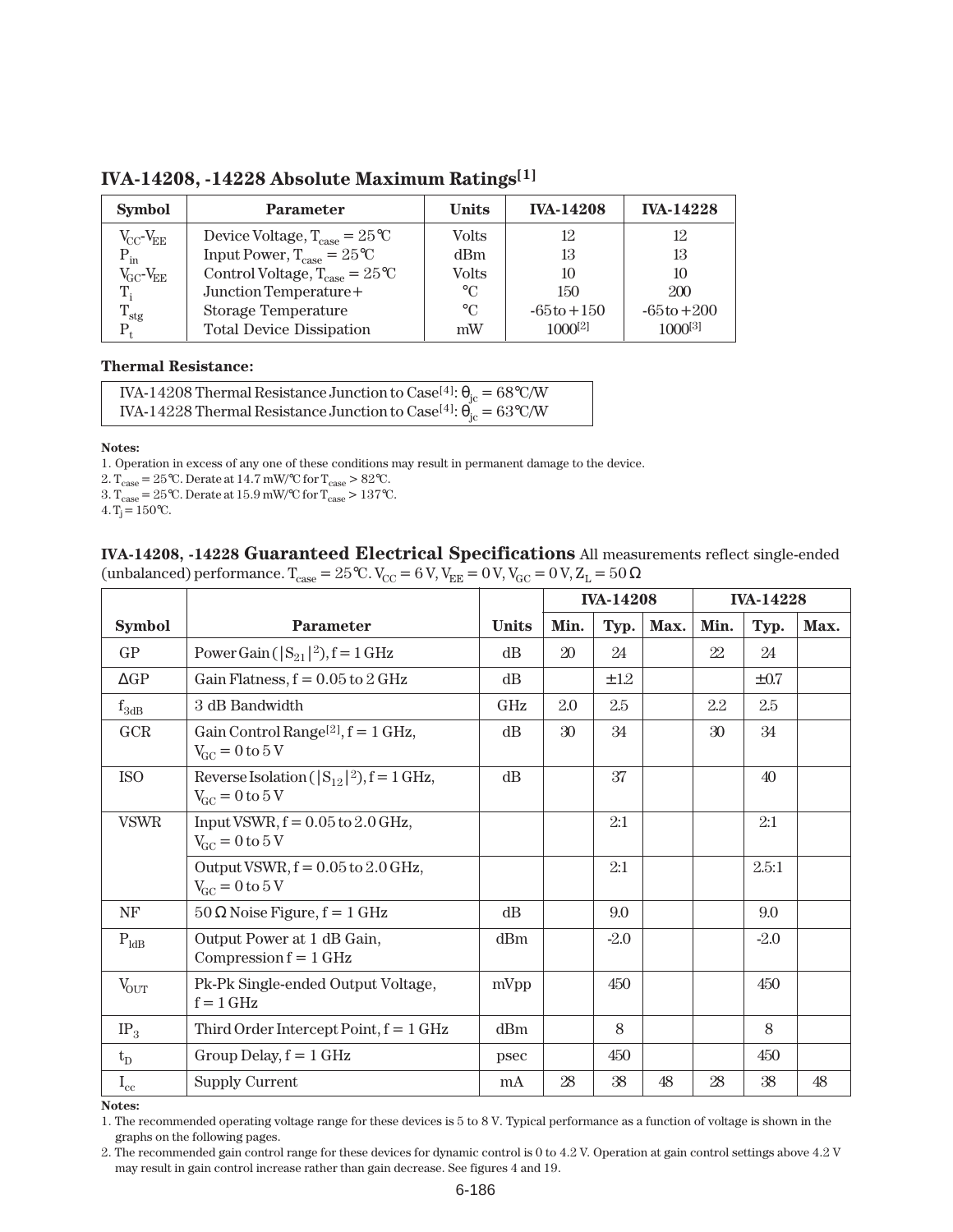## IVA-14208, -14228 Absolute Maximum Ratings[1]

| Symbol | Parameter | Units | IVA-14208 | IVA-14228 |
|---|---|---|---|---|
| $V_{CC}$-$V_{EE}$ | Device Voltage, $T_{case} = 25°C$ | Volts | 12 | 12 |
| $P_{in}$ | Input Power, $T_{case} = 25°C$ | dBm | 13 | 13 |
| $V_{GC}$-$V_{EE}$ | Control Voltage, $T_{case} = 25°C$ | Volts | 10 | 10 |
| $T_i$ | Junction Temperature+ | °C | 150 | 200 |
| $T_{stg}$ | Storage Temperature | °C | -65 to +150 | -65 to +200 |
| $P_t$ | Total Device Dissipation | mW | 1000[2] | 1000[3] |

**Thermal Resistance:**

IVA-14208 Thermal Resistance Junction to Case[4]: $\theta_{jc} = 68°C/W$
IVA-14228 Thermal Resistance Junction to Case[4]: $\theta_{jc} = 63°C/W$

**Notes:**

1. Operation in excess of any one of these conditions may result in permanent damage to the device.
2. $T_{case} = 25°C$. Derate at 14.7 mW/°C for $T_{case} > 82°C$.
3. $T_{case} = 25°C$. Derate at 15.9 mW/°C for $T_{case} > 137°C$.
4. $T_j = 150°C$.

## IVA-14208, -14228 Guaranteed Electrical Specifications

All measurements reflect single-ended (unbalanced) performance. $T_{case} = 25°C$. $V_{CC} = 6$ V, $V_{EE} = 0$ V, $V_{GC} = 0$ V, $Z_L = 50\ \Omega$

| | | | IVA-14208 | | | IVA-14228 | | |
|---|---|---|---|---|---|---|---|---|
| **Symbol** | **Parameter** | **Units** | **Min.** | **Typ.** | **Max.** | **Min.** | **Typ.** | **Max.** |
| GP | Power Gain ($\|S_{21}\|^2$), f = 1 GHz | dB | 20 | 24 | | 22 | 24 | |
| ΔGP | Gain Flatness, f = 0.05 to 2 GHz | dB | | ±1.2 | | | ±0.7 | |
| $f_{3dB}$ | 3 dB Bandwidth | GHz | 2.0 | 2.5 | | 2.2 | 2.5 | |
| GCR | Gain Control Range[2], f = 1 GHz, $V_{GC}$ = 0 to 5 V | dB | 30 | 34 | | 30 | 34 | |
| ISO | Reverse Isolation ($\|S_{12}\|^2$), f = 1 GHz, $V_{GC}$ = 0 to 5 V | dB | | 37 | | | 40 | |
| VSWR | Input VSWR, f = 0.05 to 2.0 GHz, $V_{GC}$ = 0 to 5 V | | | 2:1 | | | 2:1 | |
| | Output VSWR, f = 0.05 to 2.0 GHz, $V_{GC}$ = 0 to 5 V | | | 2:1 | | | 2.5:1 | |
| NF | 50 Ω Noise Figure, f = 1 GHz | dB | | 9.0 | | | 9.0 | |
| $P_{1dB}$ | Output Power at 1 dB Gain, Compression f = 1 GHz | dBm | | -2.0 | | | -2.0 | |
| $V_{OUT}$ | Pk-Pk Single-ended Output Voltage, f = 1 GHz | mVpp | | 450 | | | 450 | |
| $IP_3$ | Third Order Intercept Point, f = 1 GHz | dBm | | 8 | | | 8 | |
| $t_D$ | Group Delay, f = 1 GHz | psec | | 450 | | | 450 | |
| $I_{cc}$ | Supply Current | mA | 28 | 38 | 48 | 28 | 38 | 48 |

**Notes:**

1. The recommended operating voltage range for these devices is 5 to 8 V. Typical performance as a function of voltage is shown in the graphs on the following pages.
2. The recommended gain control range for these devices for dynamic control is 0 to 4.2 V. Operation at gain control settings above 4.2 V may result in gain control increase rather than gain decrease. See figures 4 and 19.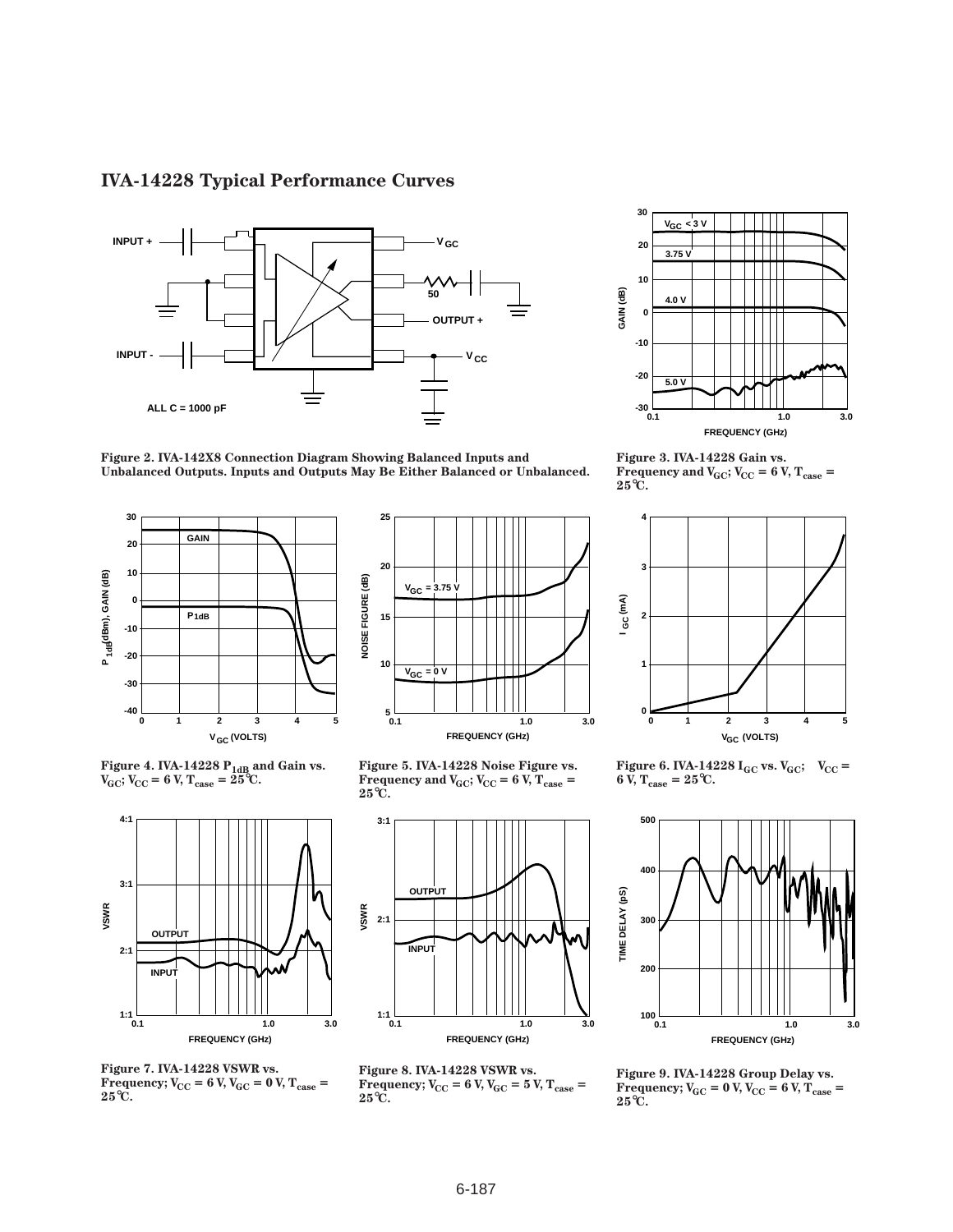## IVA-14228 Typical Performance Curves

Figure 2. IVA-142X8 Connection Diagram Showing Balanced Inputs and Unbalanced Outputs. Inputs and Outputs May Be Either Balanced or Unbalanced.

Figure 3. IVA-14228 Gain vs. Frequency and $V_{GC}$; $V_{CC}$ = 6 V, $T_{case}$ = 25°C.

Figure 4. IVA-14228 $P_{1dB}$ and Gain vs. $V_{GC}$; $V_{CC}$ = 6 V, $T_{case}$ = 25°C.

Figure 5. IVA-14228 Noise Figure vs. Frequency and $V_{GC}$; $V_{CC}$ = 6 V, $T_{case}$ = 25°C.

Figure 6. IVA-14228 $I_{GC}$ vs. $V_{GC}$; $V_{CC}$ = 6 V, $T_{case}$ = 25°C.

Figure 7. IVA-14228 VSWR vs. Frequency; $V_{CC}$ = 6 V, $V_{GC}$ = 0 V, $T_{case}$ = 25°C.

Figure 8. IVA-14228 VSWR vs. Frequency; $V_{CC}$ = 6 V, $V_{GC}$ = 5 V, $T_{case}$ = 25°C.

Figure 9. IVA-14228 Group Delay vs. Frequency; $V_{GC}$ = 0 V, $V_{CC}$ = 6 V, $T_{case}$ = 25°C.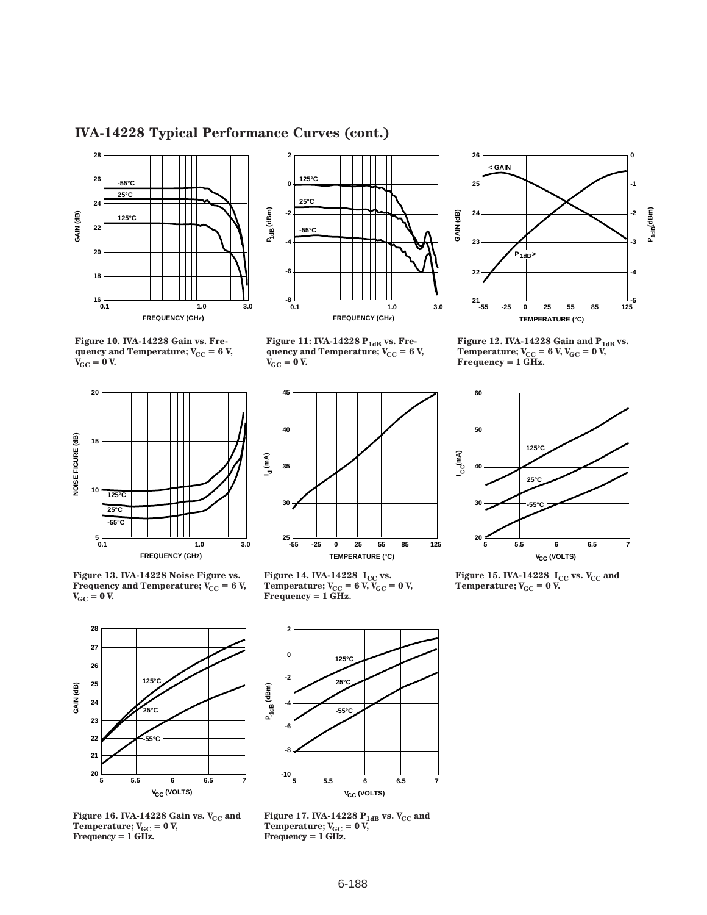## IVA-14228 Typical Performance Curves (cont.)

Figure 10. IVA-14228 Gain vs. Frequency and Temperature; $V_{CC}$ = 6 V, $V_{GC}$ = 0 V.

Figure 11: IVA-14228 $P_{1dB}$ vs. Frequency and Temperature; $V_{CC}$ = 6 V, $V_{GC}$ = 0 V.

Figure 12. IVA-14228 Gain and $P_{1dB}$ vs. Temperature; $V_{CC}$ = 6 V, $V_{GC}$ = 0 V, Frequency = 1 GHz.

Figure 13. IVA-14228 Noise Figure vs. Frequency and Temperature; $V_{CC}$ = 6 V, $V_{GC}$ = 0 V.

Figure 14. IVA-14228 $I_{CC}$ vs. Temperature; $V_{CC}$ = 6 V, $V_{GC}$ = 0 V, Frequency = 1 GHz.

Figure 15. IVA-14228 $I_{CC}$ vs. $V_{CC}$ and Temperature; $V_{GC}$ = 0 V.

Figure 16. IVA-14228 Gain vs. $V_{CC}$ and Temperature; $V_{GC}$ = 0 V, Frequency = 1 GHz.

Figure 17. IVA-14228 $P_{1dB}$ vs. $V_{CC}$ and Temperature; $V_{GC}$ = 0 V, Frequency = 1 GHz.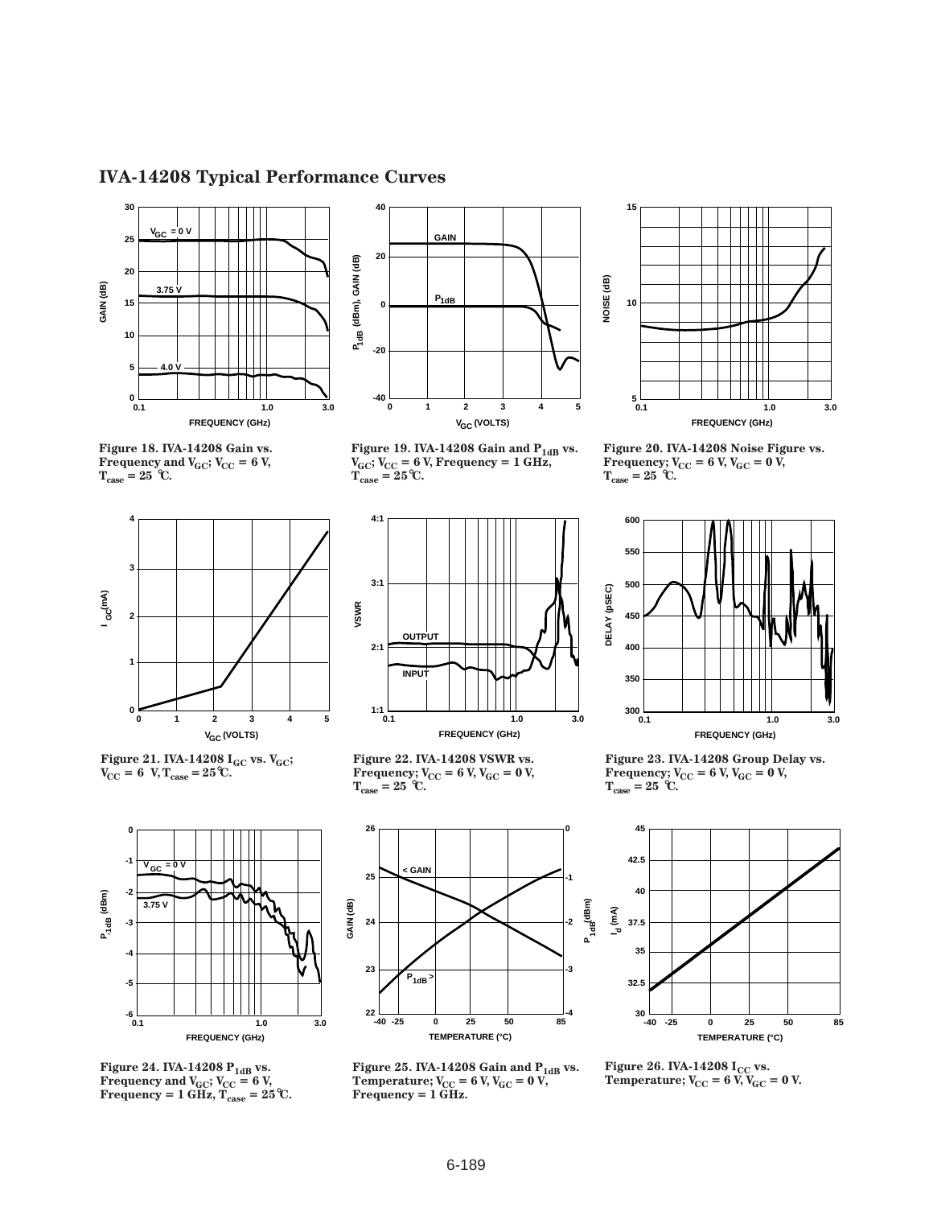## IVA-14208 Typical Performance Curves

Figure 18. IVA-14208 Gain vs. Frequency and $V_{GC}$; $V_{CC}$ = 6 V, $T_{case}$ = 25 °C.

Figure 19. IVA-14208 Gain and $P_{1dB}$ vs. $V_{GC}$; $V_{CC}$ = 6 V, Frequency = 1 GHz, $T_{case}$ = 25°C.

Figure 20. IVA-14208 Noise Figure vs. Frequency; $V_{CC}$ = 6 V, $V_{GC}$ = 0 V, $T_{case}$ = 25 °C.

Figure 21. IVA-14208 $I_{GC}$ vs. $V_{GC}$; $V_{CC}$ = 6 V, $T_{case}$ = 25°C.

Figure 22. IVA-14208 VSWR vs. Frequency; $V_{CC}$ = 6 V, $V_{GC}$ = 0 V, $T_{case}$ = 25 °C.

Figure 23. IVA-14208 Group Delay vs. Frequency; $V_{CC}$ = 6 V, $V_{GC}$ = 0 V, $T_{case}$ = 25 °C.

Figure 24. IVA-14208 $P_{1dB}$ vs. Frequency and $V_{GC}$; $V_{CC}$ = 6 V, Frequency = 1 GHz, $T_{case}$ = 25°C.

Figure 25. IVA-14208 Gain and $P_{1dB}$ vs. Temperature; $V_{CC}$ = 6 V, $V_{GC}$ = 0 V, Frequency = 1 GHz.

Figure 26. IVA-14208 $I_{CC}$ vs. Temperature; $V_{CC}$ = 6 V, $V_{GC}$ = 0 V.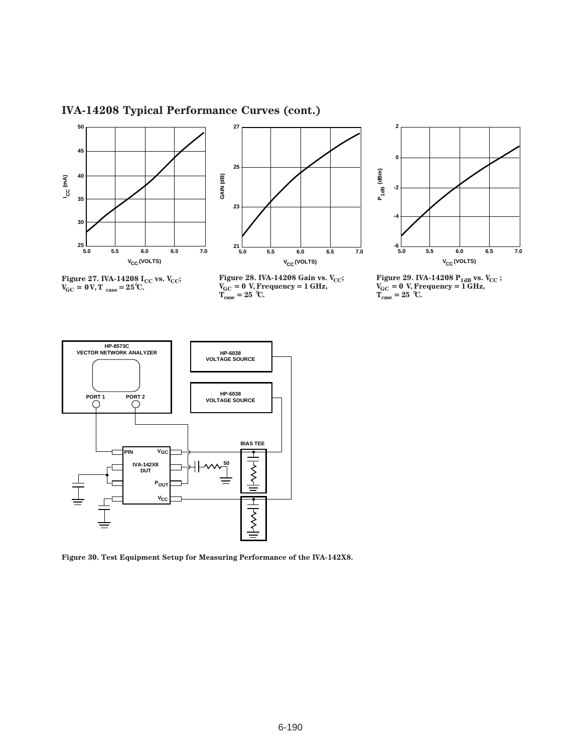## IVA-14208 Typical Performance Curves (cont.)

Figure 27. IVA-14208 $I_{CC}$ vs. $V_{CC}$; $V_{GC}$ = 0 V, $T_{case}$ = 25°C.

Figure 28. IVA-14208 Gain vs. $V_{CC}$; $V_{GC}$ = 0 V, Frequency = 1 GHz, $T_{case}$ = 25 °C.

Figure 29. IVA-14208 $P_{1dB}$ vs. $V_{CC}$ ; $V_{GC}$ = 0 V, Frequency = 1 GHz, $T_{case}$ = 25 °C.

Figure 30. Test Equipment Setup for Measuring Performance of the IVA-142X8.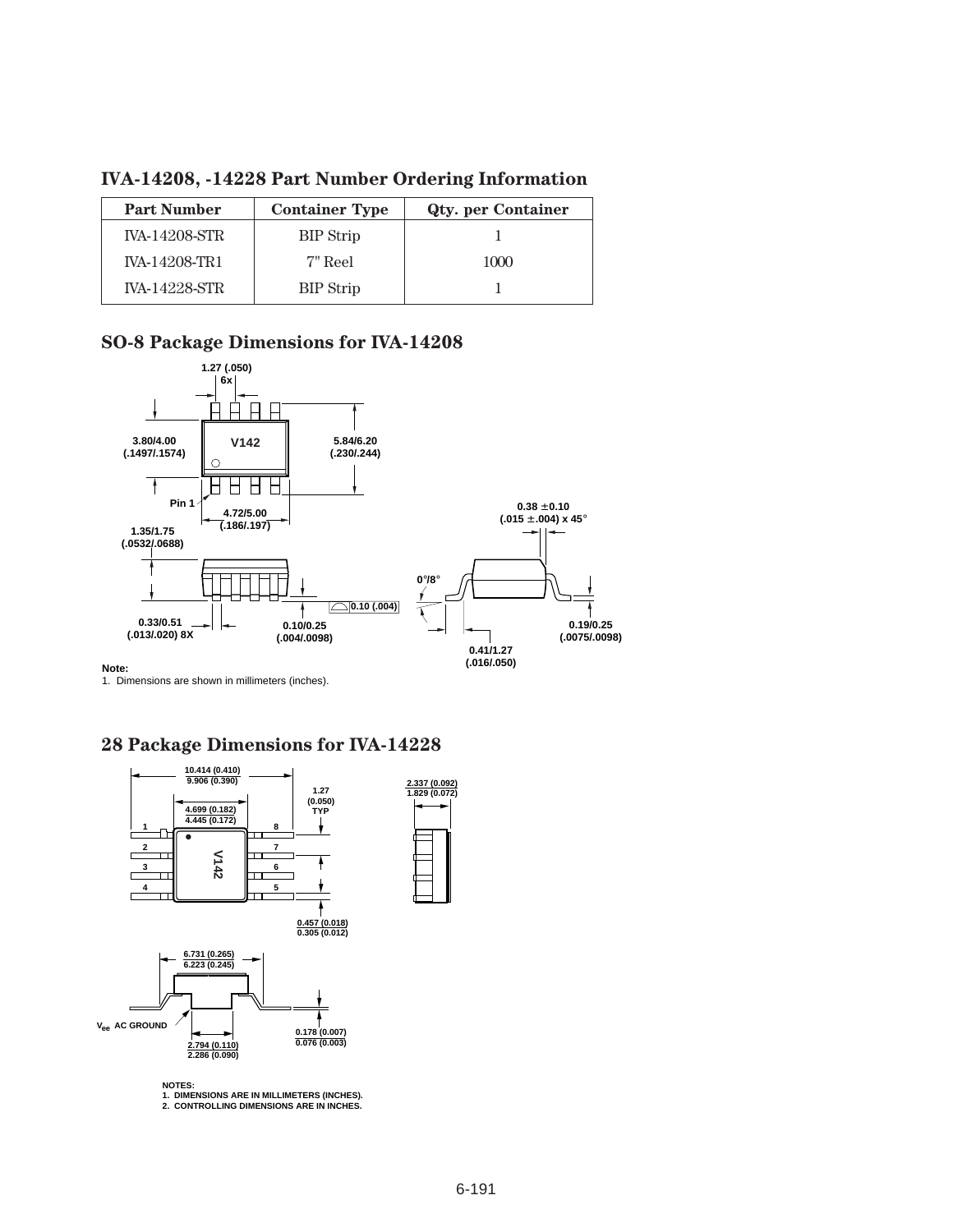## IVA-14208, -14228 Part Number Ordering Information

| Part Number | Container Type | Qty. per Container |
|---|---|---|
| IVA-14208-STR | BIP Strip | 1 |
| IVA-14208-TR1 | 7" Reel | 1000 |
| IVA-14228-STR | BIP Strip | 1 |

## SO-8 Package Dimensions for IVA-14208

1.27 (.050)
6x

3.80/4.00
(.1497/.1574)

V142

5.84/6.20
(.230/.244)

Pin 1

4.72/5.00
(.186/.197)

1.35/1.75
(.0532/.0688)

0.38 ±0.10
(.015 ±.004) x 45°

0°/8°

0.10 (.004)

0.33/0.51
(.013/.020) 8X

0.10/0.25
(.004/.0098)

0.19/0.25
(.0075/.0098)

0.41/1.27
(.016/.050)

**Note:**
1. Dimensions are shown in millimeters (inches).

## 28 Package Dimensions for IVA-14228

10.414 (0.410)
9.906 (0.390)

4.699 (0.182)
4.445 (0.172)

1.27
(0.050)
TYP

2.337 (0.092)
1.829 (0.072)

1 2 3 4 8 7 6 5

V142

0.457 (0.018)
0.305 (0.012)

6.731 (0.265)
6.223 (0.245)

$V_{ee}$ AC GROUND

0.178 (0.007)
0.076 (0.003)

2.794 (0.110)
2.286 (0.090)

NOTES:
1. DIMENSIONS ARE IN MILLIMETERS (INCHES).
2. CONTROLLING DIMENSIONS ARE IN INCHES.